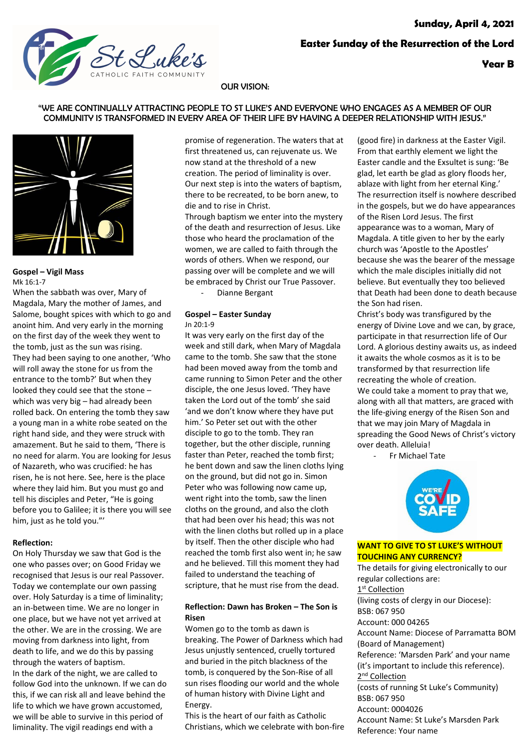Sunday, April 4, 2021

**Easter Sunday of the Resurrection of the Lord**

**Year B**

OUR VISION:

"WE ARE CONTINUALLY ATTRACTING PEOPLE TO ST LUKE'S AND EVERYONE WHO ENGAGES AS A MEMBER OF OUR COMMUNITY IS TRANSFORMED IN EVERY AREA OF THEIR LIFE BY HAVING A DEEPER RELATIONSHIP WITH JESUS."

**Gospel – Vigil Mass**

Mk 16:1-7

When the sabbath was over, Mary of Magdala, Mary the mother of James, and Salome, bought spices with which to go and anoint him. And very early in the morning on the first day of the week they went to the tomb, just as the sun was rising. They had been saying to one another, 'Who will roll away the stone for us from the entrance to the tomb?' But when they looked they could see that the stone – which was very big – had already been rolled back. On entering the tomb they saw a young man in a white robe seated on the right hand side, and they were struck with amazement. But he said to them, 'There is no need for alarm. You are looking for Jesus of Nazareth, who was crucified: he has risen, he is not here. See, here is the place where they laid him. But you must go and tell his disciples and Peter, "He is going before you to Galilee; it is there you will see him, just as he told you."'

**Reflection:**

On Holy Thursday we saw that God is the one who passes over; on Good Friday we recognised that Jesus is our real Passover. Today we contemplate our own passing over. Holy Saturday is a time of liminality; an in-between time. We are no longer in one place, but we have not yet arrived at the other. We are in the crossing. We are moving from darkness into light, from death to life, and we do this by passing through the waters of baptism.

In the dark of the night, we are called to follow God into the unknown. If we can do this, if we can risk all and leave behind the life to which we have grown accustomed, we will be able to survive in this period of liminality. The vigil readings end with a promise of regeneration. The waters that at first threatened us, can rejuvenate us. We now stand at the threshold of a new creation. The period of liminality is over. Our next step is into the waters of baptism, there to be recreated, to be born anew, to die and to rise in Christ.

Through baptism we enter into the mystery of the death and resurrection of Jesus. Like those who heard the proclamation of the women, we are called to faith through the words of others. When we respond, our passing over will be complete and we will be embraced by Christ our True Passover.

- Dianne Bergant

**Gospel – Easter Sunday**

Jn 20:1-9

It was very early on the first day of the week and still dark, when Mary of Magdala came to the tomb. She saw that the stone had been moved away from the tomb and came running to Simon Peter and the other disciple, the one Jesus loved. 'They have taken the Lord out of the tomb' she said 'and we don't know where they have put him.' So Peter set out with the other disciple to go to the tomb. They ran together, but the other disciple, running faster than Peter, reached the tomb first; he bent down and saw the linen cloths lying on the ground, but did not go in. Simon Peter who was following now came up, went right into the tomb, saw the linen cloths on the ground, and also the cloth that had been over his head; this was not with the linen cloths but rolled up in a place by itself. Then the other disciple who had reached the tomb first also went in; he saw and he believed. Till this moment they had failed to understand the teaching of scripture, that he must rise from the dead.

**Reflection: Dawn has Broken – The Son is Risen**

Women go to the tomb as dawn is breaking. The Power of Darkness which had Jesus unjustly sentenced, cruelly tortured and buried in the pitch blackness of the tomb, is conquered by the Son-Rise of all sun rises flooding our world and the whole of human history with Divine Light and Energy.

This is the heart of our faith as Catholic Christians, which we celebrate with bon-fire (good fire) in darkness at the Easter Vigil. From that earthly element we light the Easter candle and the Exsultet is sung: 'Be glad, let earth be glad as glory floods her, ablaze with light from her eternal King.' The resurrection itself is nowhere described in the gospels, but we do have appearances of the Risen Lord Jesus. The first appearance was to a woman, Mary of Magdala. A title given to her by the early church was 'Apostle to the Apostles' because she was the bearer of the message which the male disciples initially did not believe. But eventually they too believed that Death had been done to death because the Son had risen.

Christ's body was transfigured by the energy of Divine Love and we can, by grace, participate in that resurrection life of Our Lord. A glorious destiny awaits us, as indeed it awaits the whole cosmos as it is to be transformed by that resurrection life recreating the whole of creation.

We could take a moment to pray that we, along with all that matters, are graced with the life-giving energy of the Risen Son and that we may join Mary of Magdala in spreading the Good News of Christ's victory over death. Alleluia!

- Fr Michael Tate

**WANT TO GIVE TO ST LUKE'S WITHOUT TOUCHING ANY CURRENCY?**

The details for giving electronically to our regular collections are:

1st Collection

(living costs of clergy in our Diocese):
BSB: 067 950
Account: 000 04265
Account Name: Diocese of Parramatta BOM (Board of Management)
Reference: 'Marsden Park' and your name (it's important to include this reference).

2nd Collection

(costs of running St Luke's Community)
BSB: 067 950
Account: 0004026
Account Name: St Luke's Marsden Park
Reference: Your name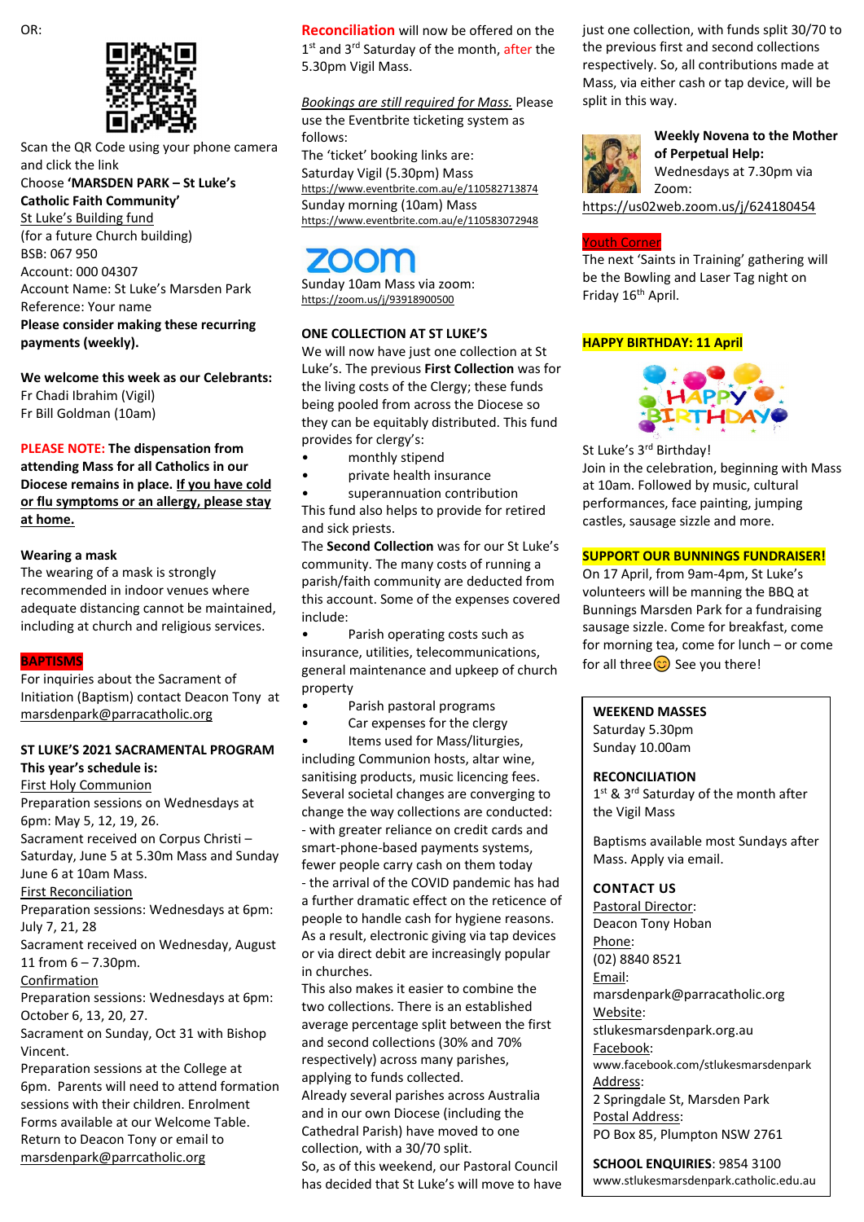OR:

Scan the QR Code using your phone camera and click the link

Choose **'MARSDEN PARK – St Luke's Catholic Faith Community'**

St Luke's Building fund
(for a future Church building)
BSB: 067 950
Account: 000 04307
Account Name: St Luke's Marsden Park
Reference: Your name

**Please consider making these recurring payments (weekly).**

**We welcome this week as our Celebrants:**
Fr Chadi Ibrahim (Vigil)
Fr Bill Goldman (10am)

**PLEASE NOTE: The dispensation from attending Mass for all Catholics in our Diocese remains in place. If you have cold or flu symptoms or an allergy, please stay at home.**

**Wearing a mask**
The wearing of a mask is strongly recommended in indoor venues where adequate distancing cannot be maintained, including at church and religious services.

**BAPTISMS**
For inquiries about the Sacrament of Initiation (Baptism) contact Deacon Tony at marsdenpark@parracatholic.org

**ST LUKE'S 2021 SACRAMENTAL PROGRAM**
**This year's schedule is:**

First Holy Communion
Preparation sessions on Wednesdays at 6pm: May 5, 12, 19, 26.
Sacrament received on Corpus Christi – Saturday, June 5 at 5.30m Mass and Sunday June 6 at 10am Mass.

First Reconciliation
Preparation sessions: Wednesdays at 6pm: July 7, 21, 28
Sacrament received on Wednesday, August 11 from 6 – 7.30pm.

Confirmation
Preparation sessions: Wednesdays at 6pm: October 6, 13, 20, 27.
Sacrament on Sunday, Oct 31 with Bishop Vincent.

Preparation sessions at the College at 6pm. Parents will need to attend formation sessions with their children. Enrolment Forms available at our Welcome Table. Return to Deacon Tony or email to marsdenpark@parrcatholic.org

**Reconciliation** will now be offered on the 1st and 3rd Saturday of the month, after the 5.30pm Vigil Mass.

*Bookings are still required for Mass.* Please use the Eventbrite ticketing system as follows:
The 'ticket' booking links are:
Saturday Vigil (5.30pm) Mass
https://www.eventbrite.com.au/e/110582713874
Sunday morning (10am) Mass
https://www.eventbrite.com.au/e/110583072948

zoom
Sunday 10am Mass via zoom:
https://zoom.us/j/93918900500

**ONE COLLECTION AT ST LUKE'S**
We will now have just one collection at St Luke's. The previous **First Collection** was for the living costs of the Clergy; these funds being pooled from across the Diocese so they can be equitably distributed. This fund provides for clergy's:

- monthly stipend
- private health insurance
- superannuation contribution

This fund also helps to provide for retired and sick priests.

The **Second Collection** was for our St Luke's community. The many costs of running a parish/faith community are deducted from this account. Some of the expenses covered include:

- Parish operating costs such as insurance, utilities, telecommunications, general maintenance and upkeep of church property
- Parish pastoral programs
- Car expenses for the clergy
- Items used for Mass/liturgies, including Communion hosts, altar wine, sanitising products, music licencing fees.

Several societal changes are converging to change the way collections are conducted:
- with greater reliance on credit cards and smart-phone-based payments systems, fewer people carry cash on them today
- the arrival of the COVID pandemic has had a further dramatic effect on the reticence of people to handle cash for hygiene reasons.

As a result, electronic giving via tap devices or via direct debit are increasingly popular in churches.

This also makes it easier to combine the two collections. There is an established average percentage split between the first and second collections (30% and 70% respectively) across many parishes, applying to funds collected.

Already several parishes across Australia and in our own Diocese (including the Cathedral Parish) have moved to one collection, with a 30/70 split.

So, as of this weekend, our Pastoral Council has decided that St Luke's will move to have just one collection, with funds split 30/70 to the previous first and second collections respectively. So, all contributions made at Mass, via either cash or tap device, will be split in this way.

**Weekly Novena to the Mother of Perpetual Help:**
Wednesdays at 7.30pm via Zoom:
https://us02web.zoom.us/j/624180454

**Youth Corner**
The next 'Saints in Training' gathering will be the Bowling and Laser Tag night on Friday 16th April.

**HAPPY BIRTHDAY: 11 April**

St Luke's 3rd Birthday!
Join in the celebration, beginning with Mass at 10am. Followed by music, cultural performances, face painting, jumping castles, sausage sizzle and more.

**SUPPORT OUR BUNNINGS FUNDRAISER!**
On 17 April, from 9am-4pm, St Luke's volunteers will be manning the BBQ at Bunnings Marsden Park for a fundraising sausage sizzle. Come for breakfast, come for morning tea, come for lunch – or come for all three 😊 See you there!

**WEEKEND MASSES**
Saturday 5.30pm
Sunday 10.00am

**RECONCILIATION**
1st & 3rd Saturday of the month after the Vigil Mass

Baptisms available most Sundays after Mass. Apply via email.

**CONTACT US**
Pastoral Director:
Deacon Tony Hoban
Phone:
(02) 8840 8521
Email:
marsdenpark@parracatholic.org
Website:
stlukesmarsdenpark.org.au
Facebook:
www.facebook.com/stlukesmarsdenpark
Address:
2 Springdale St, Marsden Park
Postal Address:
PO Box 85, Plumpton NSW 2761

**SCHOOL ENQUIRIES**: 9854 3100
www.stlukesmarsdenpark.catholic.edu.au